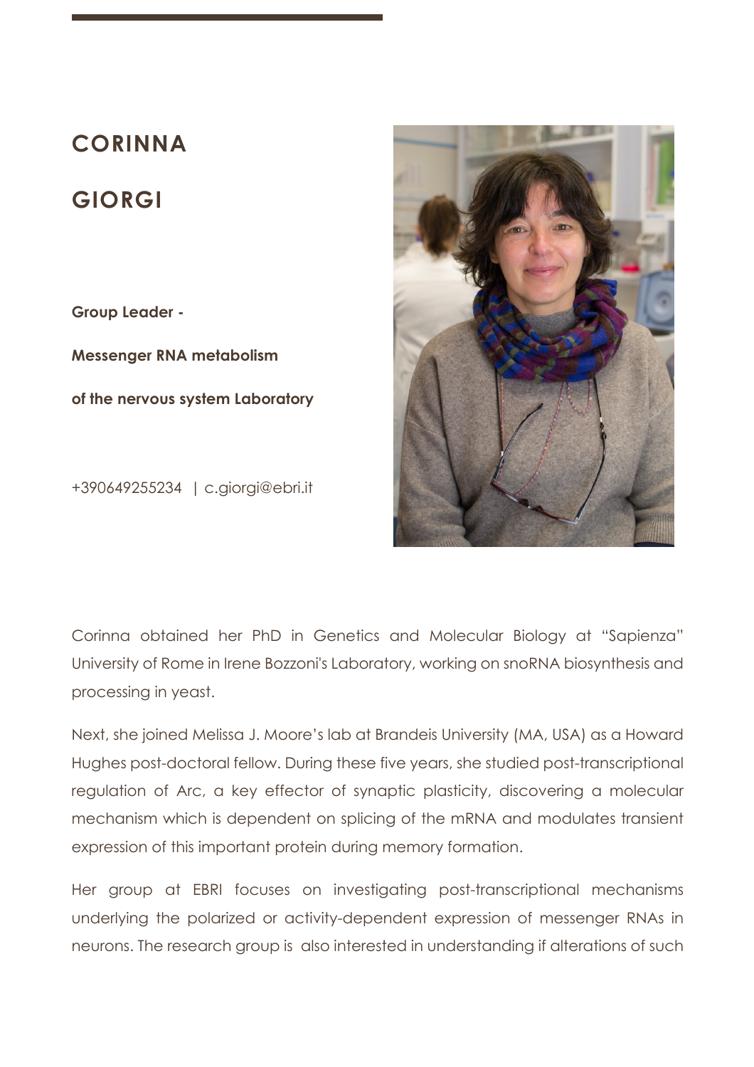# CORINNA GIORGI

**Group Leader -**

**Messenger RNA metabolism**

**of the nervous system Laboratory**

+390649255234 | c.giorgi@ebri.it

Corinna obtained her PhD in Genetics and Molecular Biology at "Sapienza" University of Rome in Irene Bozzoni's Laboratory, working on snoRNA biosynthesis and processing in yeast.

Next, she joined Melissa J. Moore's lab at Brandeis University (MA, USA) as a Howard Hughes post-doctoral fellow. During these five years, she studied post-transcriptional regulation of Arc, a key effector of synaptic plasticity, discovering a molecular mechanism which is dependent on splicing of the mRNA and modulates transient expression of this important protein during memory formation.

Her group at EBRI focuses on investigating post-transcriptional mechanisms underlying the polarized or activity-dependent expression of messenger RNAs in neurons. The research group is also interested in understanding if alterations of such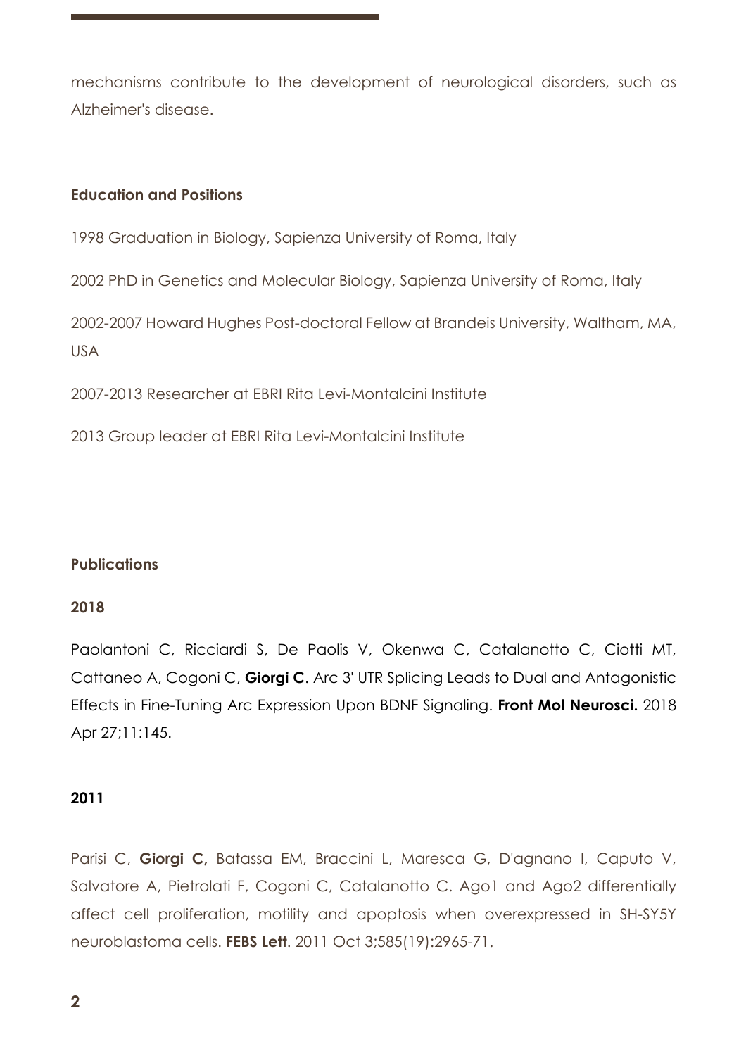mechanisms contribute to the development of neurological disorders, such as Alzheimer's disease.

### Education and Positions

1998 Graduation in Biology, Sapienza University of Roma, Italy

2002 PhD in Genetics and Molecular Biology, Sapienza University of Roma, Italy

2002-2007 Howard Hughes Post-doctoral Fellow at Brandeis University, Waltham, MA, USA

2007-2013 Researcher at EBRI Rita Levi-Montalcini Institute

2013 Group leader at EBRI Rita Levi-Montalcini Institute

### Publications

#### 2018

Paolantoni C, Ricciardi S, De Paolis V, Okenwa C, Catalanotto C, Ciotti MT, Cattaneo A, Cogoni C, **Giorgi C**. Arc 3' UTR Splicing Leads to Dual and Antagonistic Effects in Fine-Tuning Arc Expression Upon BDNF Signaling. **Front Mol Neurosci.** 2018 Apr 27;11:145.

#### 2011

Parisi C, **Giorgi C,** Batassa EM, Braccini L, Maresca G, D'agnano I, Caputo V, Salvatore A, Pietrolati F, Cogoni C, Catalanotto C. Ago1 and Ago2 differentially affect cell proliferation, motility and apoptosis when overexpressed in SH-SY5Y neuroblastoma cells. **FEBS Lett**. 2011 Oct 3;585(19):2965-71.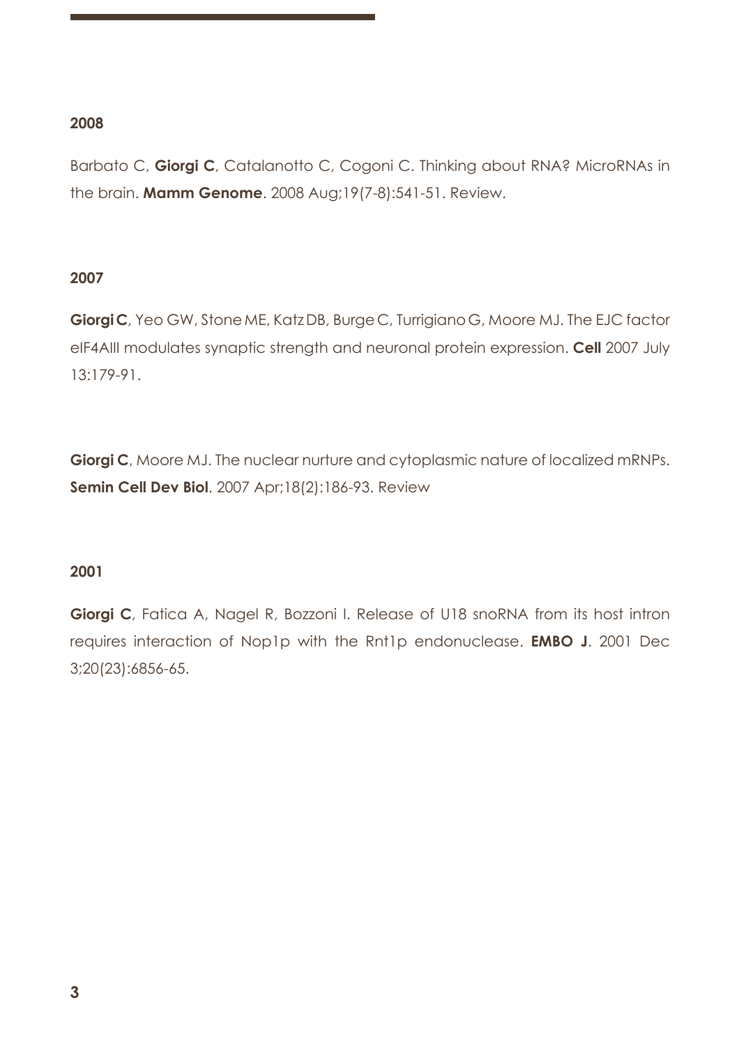**2008**

Barbato C, **Giorgi C**, Catalanotto C, Cogoni C. Thinking about RNA? MicroRNAs in the brain. **Mamm Genome**. 2008 Aug;19(7-8):541-51. Review.

**2007**

**Giorgi C**, Yeo GW, Stone ME, Katz DB, Burge C, Turrigiano G, Moore MJ. The EJC factor eIF4AIII modulates synaptic strength and neuronal protein expression. **Cell** 2007 July 13:179-91.

**Giorgi C**, Moore MJ. The nuclear nurture and cytoplasmic nature of localized mRNPs. **Semin Cell Dev Biol**. 2007 Apr;18(2):186-93. Review

**2001**

**Giorgi C**, Fatica A, Nagel R, Bozzoni I. Release of U18 snoRNA from its host intron requires interaction of Nop1p with the Rnt1p endonuclease. **EMBO J**. 2001 Dec 3;20(23):6856-65.